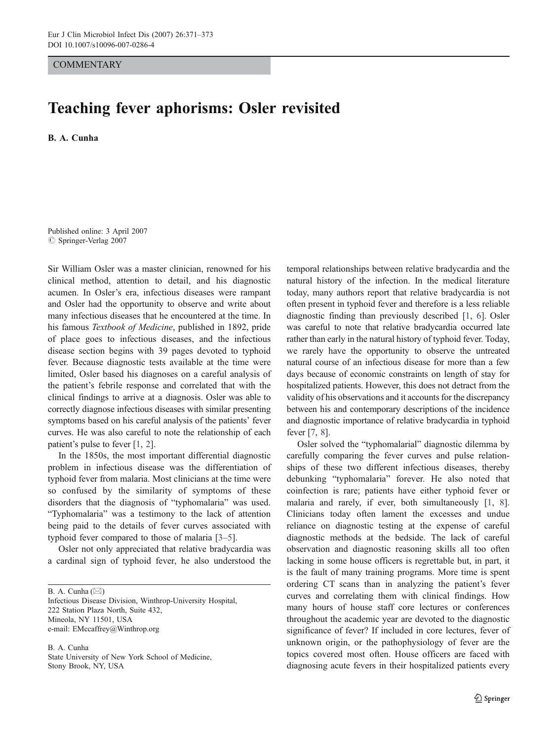COMMENTARY

# Teaching fever aphorisms: Osler revisited

**B. A. Cunha**

Published online: 3 April 2007
© Springer-Verlag 2007

Sir William Osler was a master clinician, renowned for his clinical method, attention to detail, and his diagnostic acumen. In Osler's era, infectious diseases were rampant and Osler had the opportunity to observe and write about many infectious diseases that he encountered at the time. In his famous *Textbook of Medicine*, published in 1892, pride of place goes to infectious diseases, and the infectious disease section begins with 39 pages devoted to typhoid fever. Because diagnostic tests available at the time were limited, Osler based his diagnoses on a careful analysis of the patient's febrile response and correlated that with the clinical findings to arrive at a diagnosis. Osler was able to correctly diagnose infectious diseases with similar presenting symptoms based on his careful analysis of the patients' fever curves. He was also careful to note the relationship of each patient's pulse to fever [1, 2].

In the 1850s, the most important differential diagnostic problem in infectious disease was the differentiation of typhoid fever from malaria. Most clinicians at the time were so confused by the similarity of symptoms of these disorders that the diagnosis of "typhomalaria" was used. "Typhomalaria" was a testimony to the lack of attention being paid to the details of fever curves associated with typhoid fever compared to those of malaria [3–5].

Osler not only appreciated that relative bradycardia was a cardinal sign of typhoid fever, he also understood the temporal relationships between relative bradycardia and the natural history of the infection. In the medical literature today, many authors report that relative bradycardia is not often present in typhoid fever and therefore is a less reliable diagnostic finding than previously described [1, 6]. Osler was careful to note that relative bradycardia occurred late rather than early in the natural history of typhoid fever. Today, we rarely have the opportunity to observe the untreated natural course of an infectious disease for more than a few days because of economic constraints on length of stay for hospitalized patients. However, this does not detract from the validity of his observations and it accounts for the discrepancy between his and contemporary descriptions of the incidence and diagnostic importance of relative bradycardia in typhoid fever [7, 8].

Osler solved the "typhomalarial" diagnostic dilemma by carefully comparing the fever curves and pulse relationships of these two different infectious diseases, thereby debunking "typhomalaria" forever. He also noted that coinfection is rare; patients have either typhoid fever or malaria and rarely, if ever, both simultaneously [1, 8]. Clinicians today often lament the excesses and undue reliance on diagnostic testing at the expense of careful diagnostic methods at the bedside. The lack of careful observation and diagnostic reasoning skills all too often lacking in some house officers is regrettable but, in part, it is the fault of many training programs. More time is spent ordering CT scans than in analyzing the patient's fever curves and correlating them with clinical findings. How many hours of house staff core lectures or conferences throughout the academic year are devoted to the diagnostic significance of fever? If included in core lectures, fever of unknown origin, or the pathophysiology of fever are the topics covered most often. House officers are faced with diagnosing acute fevers in their hospitalized patients every

B. A. Cunha (✉)
Infectious Disease Division, Winthrop-University Hospital,
222 Station Plaza North, Suite 432,
Mineola, NY 11501, USA
e-mail: EMccaffrey@Winthrop.org

B. A. Cunha
State University of New York School of Medicine,
Stony Brook, NY, USA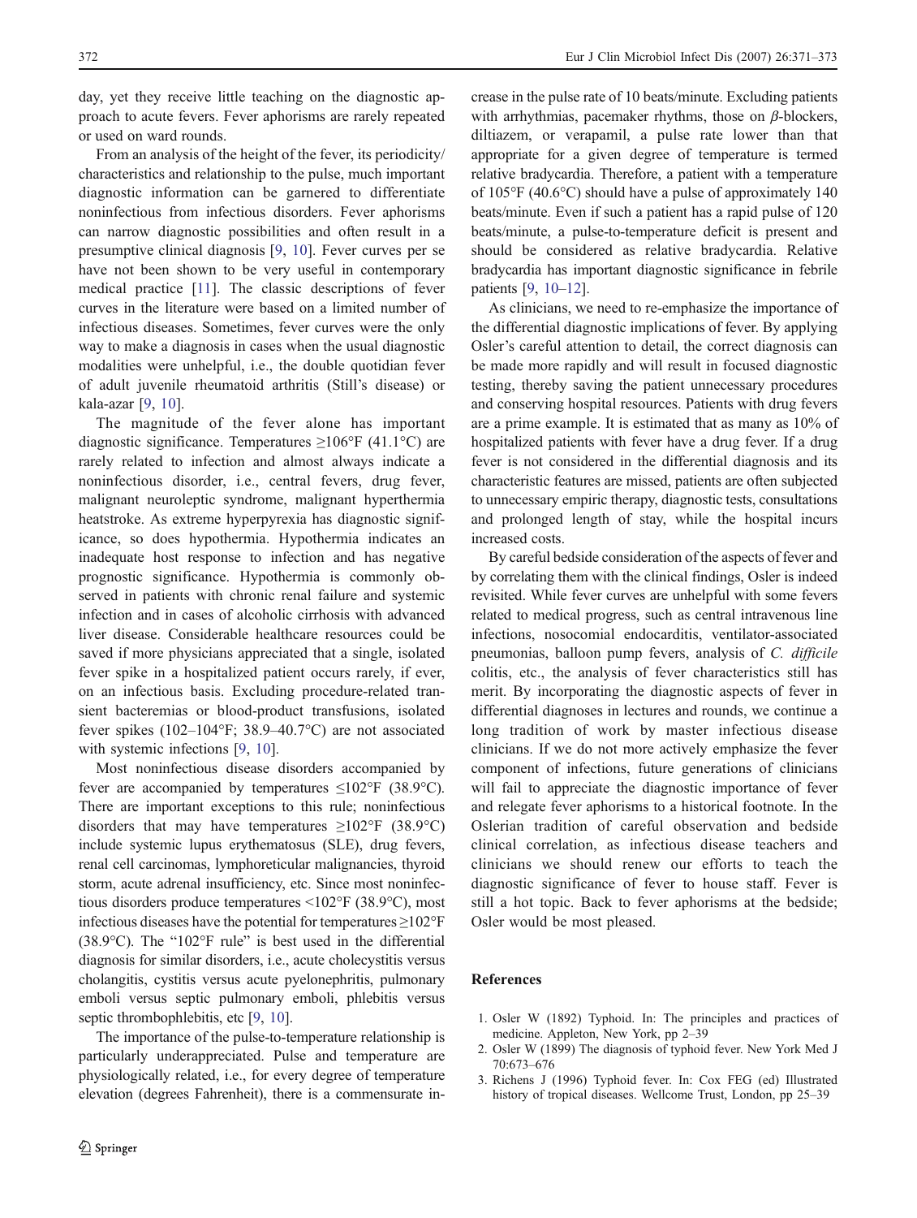day, yet they receive little teaching on the diagnostic approach to acute fevers. Fever aphorisms are rarely repeated or used on ward rounds.

From an analysis of the height of the fever, its periodicity/characteristics and relationship to the pulse, much important diagnostic information can be garnered to differentiate noninfectious from infectious disorders. Fever aphorisms can narrow diagnostic possibilities and often result in a presumptive clinical diagnosis [9, 10]. Fever curves per se have not been shown to be very useful in contemporary medical practice [11]. The classic descriptions of fever curves in the literature were based on a limited number of infectious diseases. Sometimes, fever curves were the only way to make a diagnosis in cases when the usual diagnostic modalities were unhelpful, i.e., the double quotidian fever of adult juvenile rheumatoid arthritis (Still's disease) or kala-azar [9, 10].

The magnitude of the fever alone has important diagnostic significance. Temperatures ≥106°F (41.1°C) are rarely related to infection and almost always indicate a noninfectious disorder, i.e., central fevers, drug fever, malignant neuroleptic syndrome, malignant hyperthermia heatstroke. As extreme hyperpyrexia has diagnostic significance, so does hypothermia. Hypothermia indicates an inadequate host response to infection and has negative prognostic significance. Hypothermia is commonly observed in patients with chronic renal failure and systemic infection and in cases of alcoholic cirrhosis with advanced liver disease. Considerable healthcare resources could be saved if more physicians appreciated that a single, isolated fever spike in a hospitalized patient occurs rarely, if ever, on an infectious basis. Excluding procedure-related transient bacteremias or blood-product transfusions, isolated fever spikes (102–104°F; 38.9–40.7°C) are not associated with systemic infections [9, 10].

Most noninfectious disease disorders accompanied by fever are accompanied by temperatures ≤102°F (38.9°C). There are important exceptions to this rule; noninfectious disorders that may have temperatures ≥102°F (38.9°C) include systemic lupus erythematosus (SLE), drug fevers, renal cell carcinomas, lymphoreticular malignancies, thyroid storm, acute adrenal insufficiency, etc. Since most noninfectious disorders produce temperatures <102°F (38.9°C), most infectious diseases have the potential for temperatures ≥102°F (38.9°C). The "102°F rule" is best used in the differential diagnosis for similar disorders, i.e., acute cholecystitis versus cholangitis, cystitis versus acute pyelonephritis, pulmonary emboli versus septic pulmonary emboli, phlebitis versus septic thrombophlebitis, etc [9, 10].

The importance of the pulse-to-temperature relationship is particularly underappreciated. Pulse and temperature are physiologically related, i.e., for every degree of temperature elevation (degrees Fahrenheit), there is a commensurate increase in the pulse rate of 10 beats/minute. Excluding patients with arrhythmias, pacemaker rhythms, those on $\beta$-blockers, diltiazem, or verapamil, a pulse rate lower than that appropriate for a given degree of temperature is termed relative bradycardia. Therefore, a patient with a temperature of 105°F (40.6°C) should have a pulse of approximately 140 beats/minute. Even if such a patient has a rapid pulse of 120 beats/minute, a pulse-to-temperature deficit is present and should be considered as relative bradycardia. Relative bradycardia has important diagnostic significance in febrile patients [9, 10–12].

As clinicians, we need to re-emphasize the importance of the differential diagnostic implications of fever. By applying Osler's careful attention to detail, the correct diagnosis can be made more rapidly and will result in focused diagnostic testing, thereby saving the patient unnecessary procedures and conserving hospital resources. Patients with drug fevers are a prime example. It is estimated that as many as 10% of hospitalized patients with fever have a drug fever. If a drug fever is not considered in the differential diagnosis and its characteristic features are missed, patients are often subjected to unnecessary empiric therapy, diagnostic tests, consultations and prolonged length of stay, while the hospital incurs increased costs.

By careful bedside consideration of the aspects of fever and by correlating them with the clinical findings, Osler is indeed revisited. While fever curves are unhelpful with some fevers related to medical progress, such as central intravenous line infections, nosocomial endocarditis, ventilator-associated pneumonias, balloon pump fevers, analysis of *C. difficile* colitis, etc., the analysis of fever characteristics still has merit. By incorporating the diagnostic aspects of fever in differential diagnoses in lectures and rounds, we continue a long tradition of work by master infectious disease clinicians. If we do not more actively emphasize the fever component of infections, future generations of clinicians will fail to appreciate the diagnostic importance of fever and relegate fever aphorisms to a historical footnote. In the Oslerian tradition of careful observation and bedside clinical correlation, as infectious disease teachers and clinicians we should renew our efforts to teach the diagnostic significance of fever to house staff. Fever is still a hot topic. Back to fever aphorisms at the bedside; Osler would be most pleased.

## References

1. Osler W (1892) Typhoid. In: The principles and practices of medicine. Appleton, New York, pp 2–39
2. Osler W (1899) The diagnosis of typhoid fever. New York Med J 70:673–676
3. Richens J (1996) Typhoid fever. In: Cox FEG (ed) Illustrated history of tropical diseases. Wellcome Trust, London, pp 25–39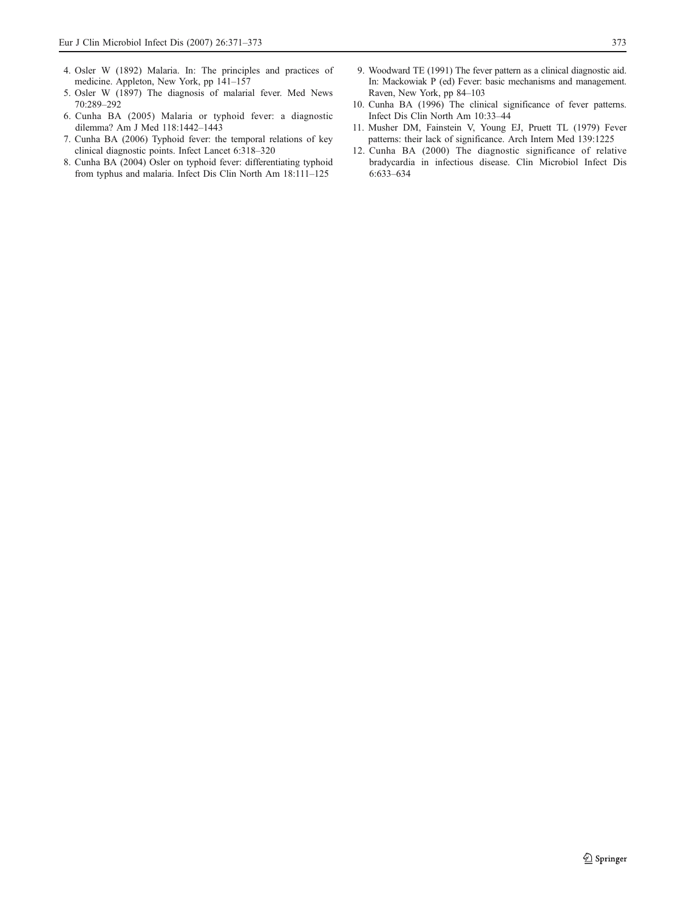4. Osler W (1892) Malaria. In: The principles and practices of medicine. Appleton, New York, pp 141–157
5. Osler W (1897) The diagnosis of malarial fever. Med News 70:289–292
6. Cunha BA (2005) Malaria or typhoid fever: a diagnostic dilemma? Am J Med 118:1442–1443
7. Cunha BA (2006) Typhoid fever: the temporal relations of key clinical diagnostic points. Infect Lancet 6:318–320
8. Cunha BA (2004) Osler on typhoid fever: differentiating typhoid from typhus and malaria. Infect Dis Clin North Am 18:111–125
9. Woodward TE (1991) The fever pattern as a clinical diagnostic aid. In: Mackowiak P (ed) Fever: basic mechanisms and management. Raven, New York, pp 84–103
10. Cunha BA (1996) The clinical significance of fever patterns. Infect Dis Clin North Am 10:33–44
11. Musher DM, Fainstein V, Young EJ, Pruett TL (1979) Fever patterns: their lack of significance. Arch Intern Med 139:1225
12. Cunha BA (2000) The diagnostic significance of relative bradycardia in infectious disease. Clin Microbiol Infect Dis 6:633–634